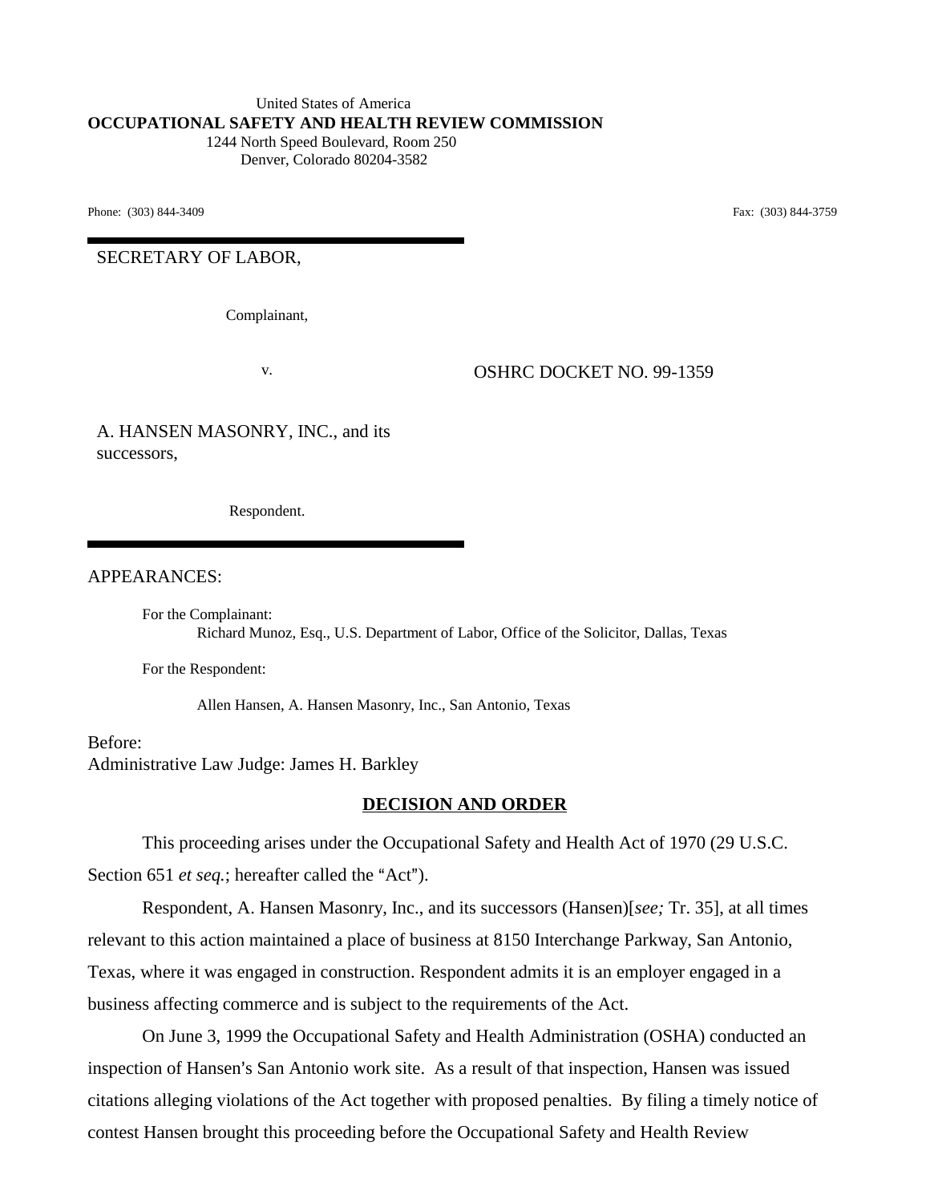United States of America
**OCCUPATIONAL SAFETY AND HEALTH REVIEW COMMISSION**
1244 North Speed Boulevard, Room 250
Denver, Colorado 80204-3582

Phone: (303) 844-3409 Fax: (303) 844-3759

SECRETARY OF LABOR,

Complainant,

v.

OSHRC DOCKET NO. 99-1359

A. HANSEN MASONRY, INC., and its successors,

Respondent.

APPEARANCES:

For the Complainant:
Richard Munoz, Esq., U.S. Department of Labor, Office of the Solicitor, Dallas, Texas

For the Respondent:

Allen Hansen, A. Hansen Masonry, Inc., San Antonio, Texas

Before:
Administrative Law Judge: James H. Barkley

## DECISION AND ORDER

This proceeding arises under the Occupational Safety and Health Act of 1970 (29 U.S.C. Section 651 *et seq.*; hereafter called the "Act").

Respondent, A. Hansen Masonry, Inc., and its successors (Hansen)[*see;* Tr. 35], at all times relevant to this action maintained a place of business at 8150 Interchange Parkway, San Antonio, Texas, where it was engaged in construction. Respondent admits it is an employer engaged in a business affecting commerce and is subject to the requirements of the Act.

On June 3, 1999 the Occupational Safety and Health Administration (OSHA) conducted an inspection of Hansen's San Antonio work site. As a result of that inspection, Hansen was issued citations alleging violations of the Act together with proposed penalties. By filing a timely notice of contest Hansen brought this proceeding before the Occupational Safety and Health Review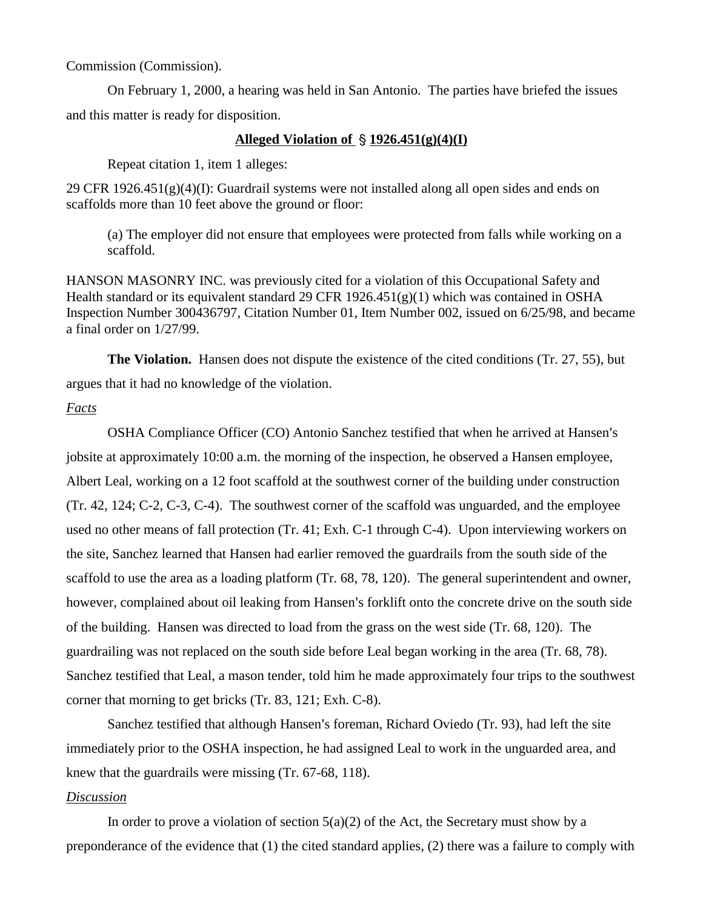Commission (Commission).

On February 1, 2000, a hearing was held in San Antonio. The parties have briefed the issues and this matter is ready for disposition.

**Alleged Violation of § 1926.451(g)(4)(I)**

Repeat citation 1, item 1 alleges:

29 CFR 1926.451(g)(4)(I): Guardrail systems were not installed along all open sides and ends on scaffolds more than 10 feet above the ground or floor:

> (a) The employer did not ensure that employees were protected from falls while working on a scaffold.

HANSON MASONRY INC. was previously cited for a violation of this Occupational Safety and Health standard or its equivalent standard 29 CFR 1926.451(g)(1) which was contained in OSHA Inspection Number 300436797, Citation Number 01, Item Number 002, issued on 6/25/98, and became a final order on 1/27/99.

**The Violation.** Hansen does not dispute the existence of the cited conditions (Tr. 27, 55), but argues that it had no knowledge of the violation.

*Facts*

OSHA Compliance Officer (CO) Antonio Sanchez testified that when he arrived at Hansen's jobsite at approximately 10:00 a.m. the morning of the inspection, he observed a Hansen employee, Albert Leal, working on a 12 foot scaffold at the southwest corner of the building under construction (Tr. 42, 124; C-2, C-3, C-4). The southwest corner of the scaffold was unguarded, and the employee used no other means of fall protection (Tr. 41; Exh. C-1 through C-4). Upon interviewing workers on the site, Sanchez learned that Hansen had earlier removed the guardrails from the south side of the scaffold to use the area as a loading platform (Tr. 68, 78, 120). The general superintendent and owner, however, complained about oil leaking from Hansen's forklift onto the concrete drive on the south side of the building. Hansen was directed to load from the grass on the west side (Tr. 68, 120). The guardrailing was not replaced on the south side before Leal began working in the area (Tr. 68, 78). Sanchez testified that Leal, a mason tender, told him he made approximately four trips to the southwest corner that morning to get bricks (Tr. 83, 121; Exh. C-8).

Sanchez testified that although Hansen's foreman, Richard Oviedo (Tr. 93), had left the site immediately prior to the OSHA inspection, he had assigned Leal to work in the unguarded area, and knew that the guardrails were missing (Tr. 67-68, 118).

*Discussion*

In order to prove a violation of section 5(a)(2) of the Act, the Secretary must show by a preponderance of the evidence that (1) the cited standard applies, (2) there was a failure to comply with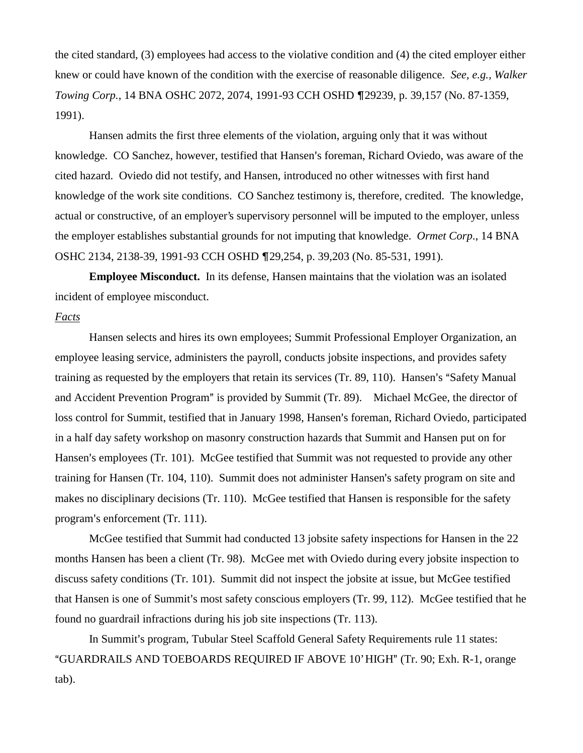the cited standard, (3) employees had access to the violative condition and (4) the cited employer either knew or could have known of the condition with the exercise of reasonable diligence. *See, e.g., Walker Towing Corp.*, 14 BNA OSHC 2072, 2074, 1991-93 CCH OSHD ¶29239, p. 39,157 (No. 87-1359, 1991).

Hansen admits the first three elements of the violation, arguing only that it was without knowledge. CO Sanchez, however, testified that Hansen's foreman, Richard Oviedo, was aware of the cited hazard. Oviedo did not testify, and Hansen, introduced no other witnesses with first hand knowledge of the work site conditions. CO Sanchez testimony is, therefore, credited. The knowledge, actual or constructive, of an employer's supervisory personnel will be imputed to the employer, unless the employer establishes substantial grounds for not imputing that knowledge. *Ormet Corp*., 14 BNA OSHC 2134, 2138-39, 1991-93 CCH OSHD ¶29,254, p. 39,203 (No. 85-531, 1991).

**Employee Misconduct.** In its defense, Hansen maintains that the violation was an isolated incident of employee misconduct.

*Facts*

Hansen selects and hires its own employees; Summit Professional Employer Organization, an employee leasing service, administers the payroll, conducts jobsite inspections, and provides safety training as requested by the employers that retain its services (Tr. 89, 110). Hansen's "Safety Manual and Accident Prevention Program" is provided by Summit (Tr. 89). Michael McGee, the director of loss control for Summit, testified that in January 1998, Hansen's foreman, Richard Oviedo, participated in a half day safety workshop on masonry construction hazards that Summit and Hansen put on for Hansen's employees (Tr. 101). McGee testified that Summit was not requested to provide any other training for Hansen (Tr. 104, 110). Summit does not administer Hansen's safety program on site and makes no disciplinary decisions (Tr. 110). McGee testified that Hansen is responsible for the safety program's enforcement (Tr. 111).

McGee testified that Summit had conducted 13 jobsite safety inspections for Hansen in the 22 months Hansen has been a client (Tr. 98). McGee met with Oviedo during every jobsite inspection to discuss safety conditions (Tr. 101). Summit did not inspect the jobsite at issue, but McGee testified that Hansen is one of Summit's most safety conscious employers (Tr. 99, 112). McGee testified that he found no guardrail infractions during his job site inspections (Tr. 113).

In Summit's program, Tubular Steel Scaffold General Safety Requirements rule 11 states: "GUARDRAILS AND TOEBOARDS REQUIRED IF ABOVE 10' HIGH" (Tr. 90; Exh. R-1, orange tab).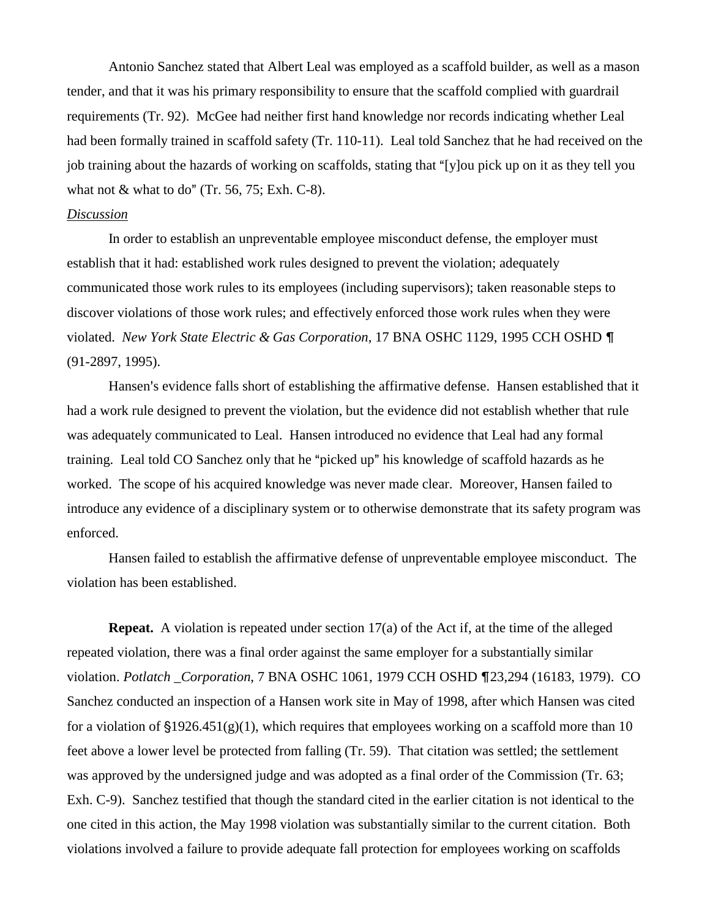Antonio Sanchez stated that Albert Leal was employed as a scaffold builder, as well as a mason tender, and that it was his primary responsibility to ensure that the scaffold complied with guardrail requirements (Tr. 92). McGee had neither first hand knowledge nor records indicating whether Leal had been formally trained in scaffold safety (Tr. 110-11). Leal told Sanchez that he had received on the job training about the hazards of working on scaffolds, stating that "[y]ou pick up on it as they tell you what not & what to do" (Tr. 56, 75; Exh. C-8).

*Discussion*

In order to establish an unpreventable employee misconduct defense, the employer must establish that it had: established work rules designed to prevent the violation; adequately communicated those work rules to its employees (including supervisors); taken reasonable steps to discover violations of those work rules; and effectively enforced those work rules when they were violated. *New York State Electric & Gas Corporation*, 17 BNA OSHC 1129, 1995 CCH OSHD ¶ (91-2897, 1995).

Hansen's evidence falls short of establishing the affirmative defense. Hansen established that it had a work rule designed to prevent the violation, but the evidence did not establish whether that rule was adequately communicated to Leal. Hansen introduced no evidence that Leal had any formal training. Leal told CO Sanchez only that he "picked up" his knowledge of scaffold hazards as he worked. The scope of his acquired knowledge was never made clear. Moreover, Hansen failed to introduce any evidence of a disciplinary system or to otherwise demonstrate that its safety program was enforced.

Hansen failed to establish the affirmative defense of unpreventable employee misconduct. The violation has been established.

**Repeat.** A violation is repeated under section 17(a) of the Act if, at the time of the alleged repeated violation, there was a final order against the same employer for a substantially similar violation. *Potlatch _Corporation*, 7 BNA OSHC 1061, 1979 CCH OSHD ¶23,294 (16183, 1979). CO Sanchez conducted an inspection of a Hansen work site in May of 1998, after which Hansen was cited for a violation of §1926.451(g)(1), which requires that employees working on a scaffold more than 10 feet above a lower level be protected from falling (Tr. 59). That citation was settled; the settlement was approved by the undersigned judge and was adopted as a final order of the Commission (Tr. 63; Exh. C-9). Sanchez testified that though the standard cited in the earlier citation is not identical to the one cited in this action, the May 1998 violation was substantially similar to the current citation. Both violations involved a failure to provide adequate fall protection for employees working on scaffolds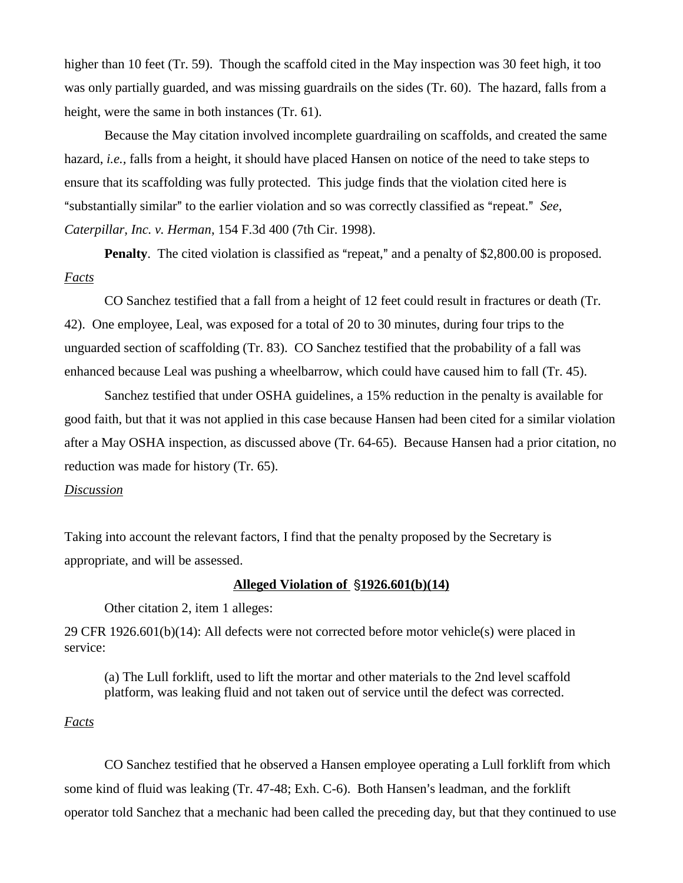higher than 10 feet (Tr. 59). Though the scaffold cited in the May inspection was 30 feet high, it too was only partially guarded, and was missing guardrails on the sides (Tr. 60). The hazard, falls from a height, were the same in both instances (Tr. 61).

Because the May citation involved incomplete guardrailing on scaffolds, and created the same hazard, *i.e.*, falls from a height, it should have placed Hansen on notice of the need to take steps to ensure that its scaffolding was fully protected. This judge finds that the violation cited here is "substantially similar" to the earlier violation and so was correctly classified as "repeat." *See*, *Caterpillar, Inc. v. Herman*, 154 F.3d 400 (7th Cir. 1998).

**Penalty**. The cited violation is classified as "repeat," and a penalty of $2,800.00 is proposed.

*Facts*

CO Sanchez testified that a fall from a height of 12 feet could result in fractures or death (Tr. 42). One employee, Leal, was exposed for a total of 20 to 30 minutes, during four trips to the unguarded section of scaffolding (Tr. 83). CO Sanchez testified that the probability of a fall was enhanced because Leal was pushing a wheelbarrow, which could have caused him to fall (Tr. 45).

Sanchez testified that under OSHA guidelines, a 15% reduction in the penalty is available for good faith, but that it was not applied in this case because Hansen had been cited for a similar violation after a May OSHA inspection, as discussed above (Tr. 64-65). Because Hansen had a prior citation, no reduction was made for history (Tr. 65).

*Discussion*

Taking into account the relevant factors, I find that the penalty proposed by the Secretary is appropriate, and will be assessed.

**Alleged Violation of §1926.601(b)(14)**

Other citation 2, item 1 alleges:

29 CFR 1926.601(b)(14): All defects were not corrected before motor vehicle(s) were placed in service:

> (a) The Lull forklift, used to lift the mortar and other materials to the 2nd level scaffold platform, was leaking fluid and not taken out of service until the defect was corrected.

*Facts*

CO Sanchez testified that he observed a Hansen employee operating a Lull forklift from which some kind of fluid was leaking (Tr. 47-48; Exh. C-6). Both Hansen's leadman, and the forklift operator told Sanchez that a mechanic had been called the preceding day, but that they continued to use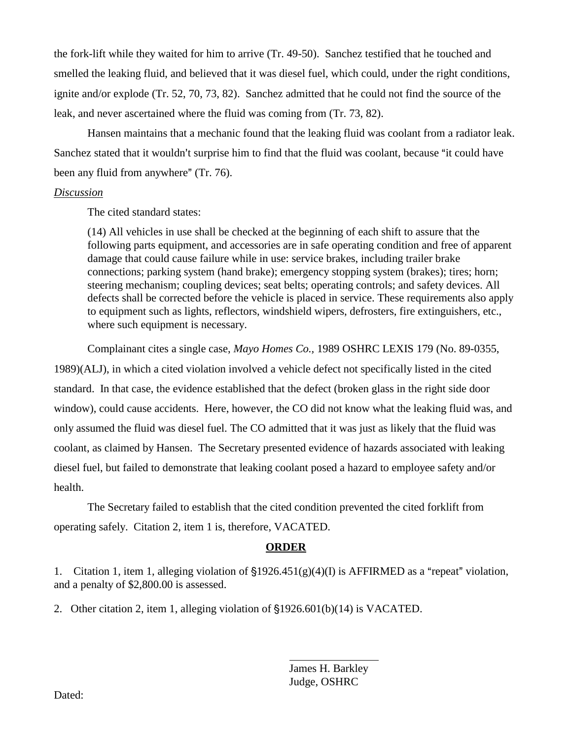the fork-lift while they waited for him to arrive (Tr. 49-50). Sanchez testified that he touched and smelled the leaking fluid, and believed that it was diesel fuel, which could, under the right conditions, ignite and/or explode (Tr. 52, 70, 73, 82). Sanchez admitted that he could not find the source of the leak, and never ascertained where the fluid was coming from (Tr. 73, 82).

Hansen maintains that a mechanic found that the leaking fluid was coolant from a radiator leak. Sanchez stated that it wouldn't surprise him to find that the fluid was coolant, because "it could have been any fluid from anywhere" (Tr. 76).

*Discussion*

The cited standard states:

> (14) All vehicles in use shall be checked at the beginning of each shift to assure that the following parts equipment, and accessories are in safe operating condition and free of apparent damage that could cause failure while in use: service brakes, including trailer brake connections; parking system (hand brake); emergency stopping system (brakes); tires; horn; steering mechanism; coupling devices; seat belts; operating controls; and safety devices. All defects shall be corrected before the vehicle is placed in service. These requirements also apply to equipment such as lights, reflectors, windshield wipers, defrosters, fire extinguishers, etc., where such equipment is necessary.

Complainant cites a single case, *Mayo Homes Co.*, 1989 OSHRC LEXIS 179 (No. 89-0355, 1989)(ALJ), in which a cited violation involved a vehicle defect not specifically listed in the cited standard. In that case, the evidence established that the defect (broken glass in the right side door window), could cause accidents. Here, however, the CO did not know what the leaking fluid was, and only assumed the fluid was diesel fuel. The CO admitted that it was just as likely that the fluid was coolant, as claimed by Hansen. The Secretary presented evidence of hazards associated with leaking diesel fuel, but failed to demonstrate that leaking coolant posed a hazard to employee safety and/or health.

The Secretary failed to establish that the cited condition prevented the cited forklift from operating safely. Citation 2, item 1 is, therefore, VACATED.

**ORDER**

1. Citation 1, item 1, alleging violation of §1926.451(g)(4)(I) is AFFIRMED as a "repeat" violation, and a penalty of $2,800.00 is assessed.

2. Other citation 2, item 1, alleging violation of §1926.601(b)(14) is VACATED.

James H. Barkley
Judge, OSHRC

Dated: